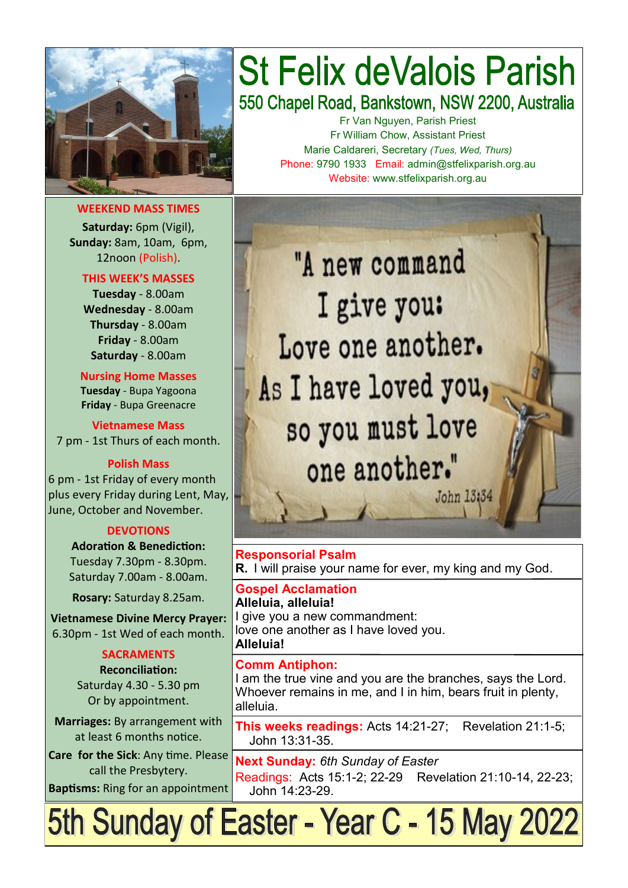# St Felix deValois Parish

## 550 Chapel Road, Bankstown, NSW 2200, Australia

Fr Van Nguyen, Parish Priest
Fr William Chow, Assistant Priest
Marie Caldareri, Secretary *(Tues, Wed, Thurs)*
Phone: 9790 1933 Email: admin@stfelixparish.org.au
Website: www.stfelixparish.org.au

### WEEKEND MASS TIMES

**Saturday:** 6pm (Vigil),
**Sunday:** 8am, 10am, 6pm,
12noon (Polish).

### THIS WEEK'S MASSES

**Tuesday** - 8.00am
**Wednesday** - 8.00am
**Thursday** - 8.00am
**Friday** - 8.00am
**Saturday** - 8.00am

### Nursing Home Masses

**Tuesday** - Bupa Yagoona
**Friday** - Bupa Greenacre

### Vietnamese Mass

7 pm - 1st Thurs of each month.

### Polish Mass

6 pm - 1st Friday of every month plus every Friday during Lent, May, June, October and November.

### DEVOTIONS

**Adoration & Benediction:**
Tuesday 7.30pm - 8.30pm.
Saturday 7.00am - 8.00am.

**Rosary:** Saturday 8.25am.

**Vietnamese Divine Mercy Prayer:** 6.30pm - 1st Wed of each month.

### SACRAMENTS

**Reconciliation:**
Saturday 4.30 - 5.30 pm
Or by appointment.

**Marriages:** By arrangement with at least 6 months notice.

**Care for the Sick**: Any time. Please call the Presbytery.

**Baptisms:** Ring for an appointment

"A new command I give you: Love one another. As I have loved you, so you must love one another." John 13:34

**Responsorial Psalm**
**R.** I will praise your name for ever, my king and my God.

**Gospel Acclamation**
**Alleluia, alleluia!**
I give you a new commandment:
love one another as I have loved you.
**Alleluia!**

**Comm Antiphon:**
I am the true vine and you are the branches, says the Lord. Whoever remains in me, and I in him, bears fruit in plenty, alleluia.

**This weeks readings:** Acts 14:21-27; Revelation 21:1-5; John 13:31-35.

**Next Sunday:** *6th Sunday of Easter*
Readings: Acts 15:1-2; 22-29 Revelation 21:10-14, 22-23; John 14:23-29.

# 5th Sunday of Easter - Year C - 15 May 2022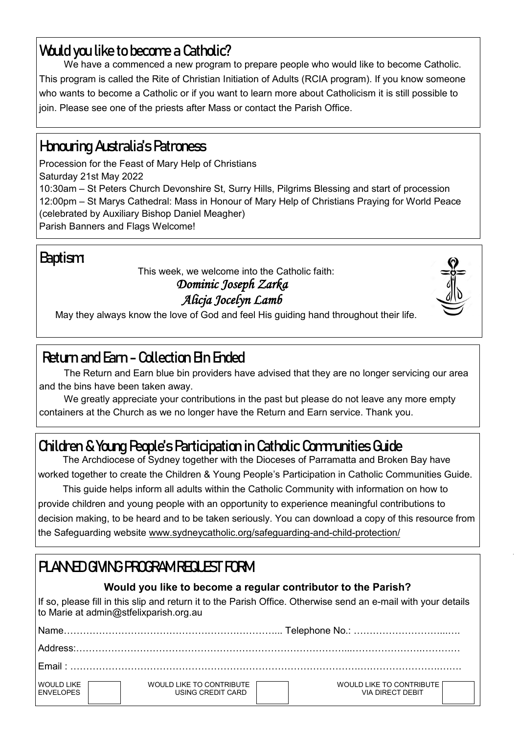## Would you like to become a Catholic?

We have a commenced a new program to prepare people who would like to become Catholic. This program is called the Rite of Christian Initiation of Adults (RCIA program). If you know someone who wants to become a Catholic or if you want to learn more about Catholicism it is still possible to join. Please see one of the priests after Mass or contact the Parish Office.

## Honouring Australia's Patroness

Procession for the Feast of Mary Help of Christians
Saturday 21st May 2022
10:30am – St Peters Church Devonshire St, Surry Hills, Pilgrims Blessing and start of procession
12:00pm – St Marys Cathedral: Mass in Honour of Mary Help of Christians Praying for World Peace (celebrated by Auxiliary Bishop Daniel Meagher)
Parish Banners and Flags Welcome!

## Baptism

This week, we welcome into the Catholic faith:

*Dominic Joseph Zarka*
*Alicja Jocelyn Lamb*

May they always know the love of God and feel His guiding hand throughout their life.

## Return and Earn – Collection BIn Ended

The Return and Earn blue bin providers have advised that they are no longer servicing our area and the bins have been taken away.

We greatly appreciate your contributions in the past but please do not leave any more empty containers at the Church as we no longer have the Return and Earn service. Thank you.

## Children & Young People's Participation in Catholic Communities Guide

The Archdiocese of Sydney together with the Dioceses of Parramatta and Broken Bay have worked together to create the Children & Young People's Participation in Catholic Communities Guide.

This guide helps inform all adults within the Catholic Community with information on how to provide children and young people with an opportunity to experience meaningful contributions to decision making, to be heard and to be taken seriously. You can download a copy of this resource from the Safeguarding website www.sydneycatholic.org/safeguarding-and-child-protection/

## PLANNED GIVING PROGRAM REQUEST FORM

**Would you like to become a regular contributor to the Parish?**

If so, please fill in this slip and return it to the Parish Office. Otherwise send an e-mail with your details to Marie at admin@stfelixparish.org.au

Name………………………………………………………………... Telephone No.: …………………………..….

Address:……………………………………………………………………………………………………………

Email : ………………………………………………………………………………………………………………

WOULD LIKE ENVELOPES ☐ WOULD LIKE TO CONTRIBUTE USING CREDIT CARD ☐ WOULD LIKE TO CONTRIBUTE VIA DIRECT DEBIT ☐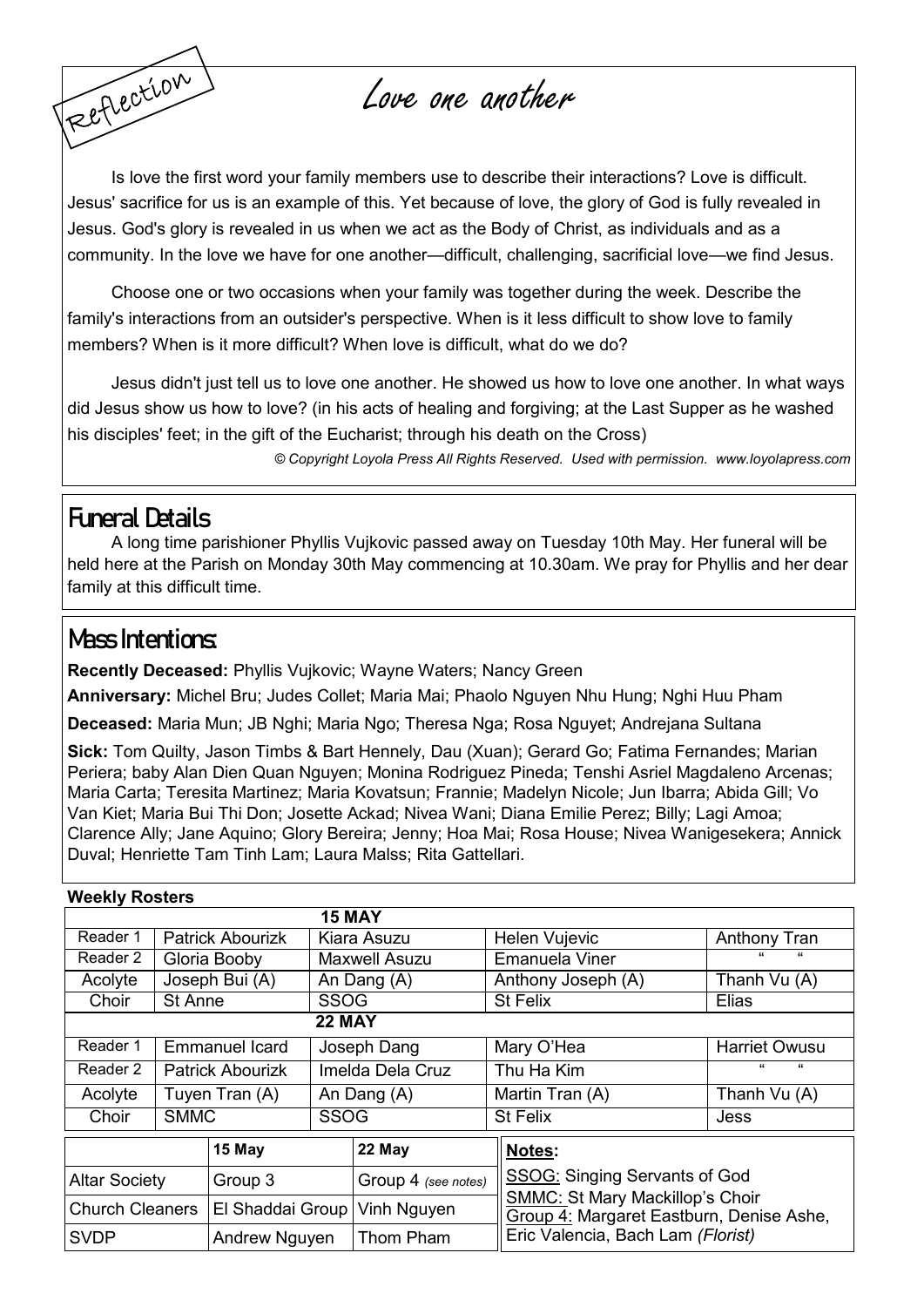Reflection

# Love one another

Is love the first word your family members use to describe their interactions? Love is difficult. Jesus' sacrifice for us is an example of this. Yet because of love, the glory of God is fully revealed in Jesus. God's glory is revealed in us when we act as the Body of Christ, as individuals and as a community. In the love we have for one another—difficult, challenging, sacrificial love—we find Jesus.

Choose one or two occasions when your family was together during the week. Describe the family's interactions from an outsider's perspective. When is it less difficult to show love to family members? When is it more difficult? When love is difficult, what do we do?

Jesus didn't just tell us to love one another. He showed us how to love one another. In what ways did Jesus show us how to love? (in his acts of healing and forgiving; at the Last Supper as he washed his disciples' feet; in the gift of the Eucharist; through his death on the Cross)

*© Copyright Loyola Press All Rights Reserved. Used with permission. www.loyolapress.com*

## Funeral Details

A long time parishioner Phyllis Vujkovic passed away on Tuesday 10th May. Her funeral will be held here at the Parish on Monday 30th May commencing at 10.30am. We pray for Phyllis and her dear family at this difficult time.

## Mass Intentions:

**Recently Deceased:** Phyllis Vujkovic; Wayne Waters; Nancy Green

**Anniversary:** Michel Bru; Judes Collet; Maria Mai; Phaolo Nguyen Nhu Hung; Nghi Huu Pham

**Deceased:** Maria Mun; JB Nghi; Maria Ngo; Theresa Nga; Rosa Nguyet; Andrejana Sultana

**Sick:** Tom Quilty, Jason Timbs & Bart Hennely, Dau (Xuan); Gerard Go; Fatima Fernandes; Marian Periera; baby Alan Dien Quan Nguyen; Monina Rodriguez Pineda; Tenshi Asriel Magdaleno Arcenas; Maria Carta; Teresita Martinez; Maria Kovatsun; Frannie; Madelyn Nicole; Jun Ibarra; Abida Gill; Vo Van Kiet; Maria Bui Thi Don; Josette Ackad; Nivea Wani; Diana Emilie Perez; Billy; Lagi Amoa; Clarence Ally; Jane Aquino; Glory Bereira; Jenny; Hoa Mai; Rosa House; Nivea Wanigesekera; Annick Duval; Henriette Tam Tinh Lam; Laura Malss; Rita Gattellari.

**Weekly Rosters**

| 15 MAY | | | | |
|---|---|---|---|---|
| Reader 1 | Patrick Abourizk | Kiara Asuzu | Helen Vujevic | Anthony Tran |
| Reader 2 | Gloria Booby | Maxwell Asuzu | Emanuela Viner | " " |
| Acolyte | Joseph Bui (A) | An Dang (A) | Anthony Joseph (A) | Thanh Vu (A) |
| Choir | St Anne | SSOG | St Felix | Elias |
| **22 MAY** | | | | |
| Reader 1 | Emmanuel Icard | Joseph Dang | Mary O'Hea | Harriet Owusu |
| Reader 2 | Patrick Abourizk | Imelda Dela Cruz | Thu Ha Kim | " " |
| Acolyte | Tuyen Tran (A) | An Dang (A) | Martin Tran (A) | Thanh Vu (A) |
| Choir | SMMC | SSOG | St Felix | Jess |

| | 15 May | 22 May |
|---|---|---|
| Altar Society | Group 3 | Group 4 *(see notes)* |
| Church Cleaners | El Shaddai Group | Vinh Nguyen |
| SVDP | Andrew Nguyen | Thom Pham |

**Notes:**

SSOG: Singing Servants of God
SMMC: St Mary Mackillop's Choir
Group 4: Margaret Eastburn, Denise Ashe, Eric Valencia, Bach Lam *(Florist)*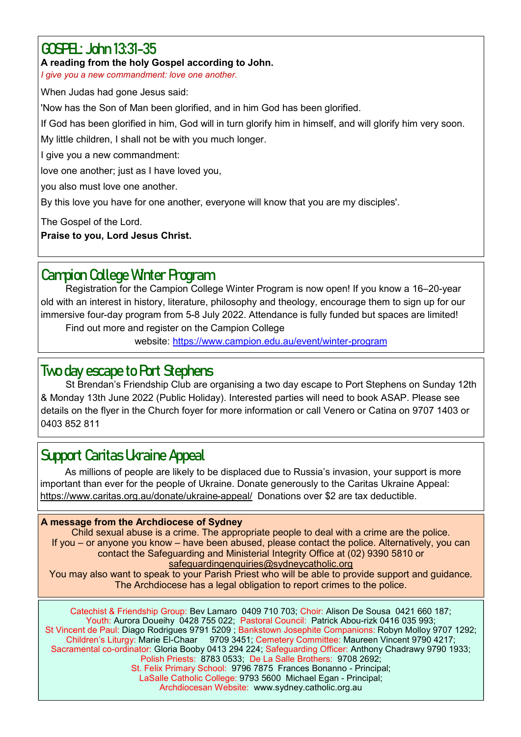## GOSPEL: John 13:31-35

**A reading from the holy Gospel according to John.**

*I give you a new commandment: love one another.*

When Judas had gone Jesus said:

'Now has the Son of Man been glorified, and in him God has been glorified.

If God has been glorified in him, God will in turn glorify him in himself, and will glorify him very soon.

My little children, I shall not be with you much longer.

I give you a new commandment:

love one another; just as I have loved you,

you also must love one another.

By this love you have for one another, everyone will know that you are my disciples'.

The Gospel of the Lord.

**Praise to you, Lord Jesus Christ.**

## Campion College Winter Program

Registration for the Campion College Winter Program is now open! If you know a 16–20-year old with an interest in history, literature, philosophy and theology, encourage them to sign up for our immersive four-day program from 5-8 July 2022. Attendance is fully funded but spaces are limited!

Find out more and register on the Campion College website: https://www.campion.edu.au/event/winter-program

## Two day escape to Port Stephens

St Brendan's Friendship Club are organising a two day escape to Port Stephens on Sunday 12th & Monday 13th June 2022 (Public Holiday). Interested parties will need to book ASAP. Please see details on the flyer in the Church foyer for more information or call Venero or Catina on 9707 1403 or 0403 852 811

## Support Caritas Ukraine Appeal

As millions of people are likely to be displaced due to Russia's invasion, your support is more important than ever for the people of Ukraine. Donate generously to the Caritas Ukraine Appeal: https://www.caritas.org.au/donate/ukraine-appeal/ Donations over $2 are tax deductible.

**A message from the Archdiocese of Sydney**

Child sexual abuse is a crime. The appropriate people to deal with a crime are the police. If you – or anyone you know – have been abused, please contact the police. Alternatively, you can contact the Safeguarding and Ministerial Integrity Office at (02) 9390 5810 or safeguardingenquiries@sydneycatholic.org

You may also want to speak to your Parish Priest who will be able to provide support and guidance. The Archdiocese has a legal obligation to report crimes to the police.

Catechist & Friendship Group: Bev Lamaro 0409 710 703; Choir: Alison De Sousa 0421 660 187;
Youth: Aurora Doueihy 0428 755 022; Pastoral Council: Patrick Abou-rizk 0416 035 993;
St Vincent de Paul: Diago Rodrigues 9791 5209 ; Bankstown Josephite Companions: Robyn Molloy 9707 1292;
Children's Liturgy: Marie El-Chaar 9709 3451; Cemetery Committee: Maureen Vincent 9790 4217;
Sacramental co-ordinator: Gloria Booby 0413 294 224; Safeguarding Officer: Anthony Chadrawy 9790 1933;
Polish Priests: 8783 0533; De La Salle Brothers: 9708 2692;
St. Felix Primary School: 9796 7875 Frances Bonanno - Principal;
LaSalle Catholic College: 9793 5600 Michael Egan - Principal;
Archdiocesan Website: www.sydney.catholic.org.au